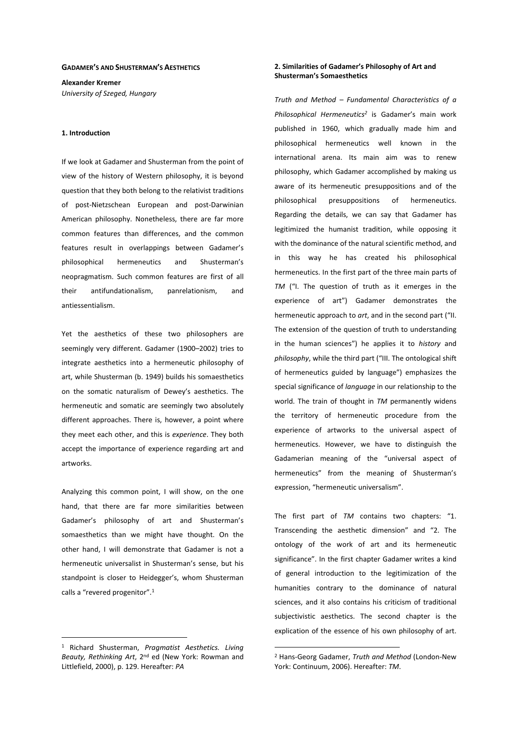# GADAMER'S AND SHUSTERMAN'S AESTHETICS

**Alexander Kremer**
*University of Szeged, Hungary*

## 1. Introduction

If we look at Gadamer and Shusterman from the point of view of the history of Western philosophy, it is beyond question that they both belong to the relativist traditions of post-Nietzschean European and post-Darwinian American philosophy. Nonetheless, there are far more common features than differences, and the common features result in overlappings between Gadamer's philosophical hermeneutics and Shusterman's neopragmatism. Such common features are first of all their antifundationalism, panrelationism, and antiessentialism.

Yet the aesthetics of these two philosophers are seemingly very different. Gadamer (1900–2002) tries to integrate aesthetics into a hermeneutic philosophy of art, while Shusterman (b. 1949) builds his somaesthetics on the somatic naturalism of Dewey's aesthetics. The hermeneutic and somatic are seemingly two absolutely different approaches. There is, however, a point where they meet each other, and this is *experience*. They both accept the importance of experience regarding art and artworks.

Analyzing this common point, I will show, on the one hand, that there are far more similarities between Gadamer's philosophy of art and Shusterman's somaesthetics than we might have thought. On the other hand, I will demonstrate that Gadamer is not a hermeneutic universalist in Shusterman's sense, but his standpoint is closer to Heidegger's, whom Shusterman calls a "revered progenitor".[1]

## 2. Similarities of Gadamer's Philosophy of Art and Shusterman's Somaesthetics

*Truth and Method – Fundamental Characteristics of a Philosophical Hermeneutics*[2] is Gadamer's main work published in 1960, which gradually made him and philosophical hermeneutics well known in the international arena. Its main aim was to renew philosophy, which Gadamer accomplished by making us aware of its hermeneutic presuppositions and of the philosophical presuppositions of hermeneutics. Regarding the details, we can say that Gadamer has legitimized the humanist tradition, while opposing it with the dominance of the natural scientific method, and in this way he has created his philosophical hermeneutics. In the first part of the three main parts of *TM* ("I. The question of truth as it emerges in the experience of art") Gadamer demonstrates the hermeneutic approach to *art*, and in the second part ("II. The extension of the question of truth to understanding in the human sciences") he applies it to *history* and *philosophy*, while the third part ("III. The ontological shift of hermeneutics guided by language") emphasizes the special significance of *language* in our relationship to the world. The train of thought in *TM* permanently widens the territory of hermeneutic procedure from the experience of artworks to the universal aspect of hermeneutics. However, we have to distinguish the Gadamerian meaning of the "universal aspect of hermeneutics" from the meaning of Shusterman's expression, "hermeneutic universalism".

The first part of *TM* contains two chapters: "1. Transcending the aesthetic dimension" and "2. The ontology of the work of art and its hermeneutic significance". In the first chapter Gadamer writes a kind of general introduction to the legitimization of the humanities contrary to the dominance of natural sciences, and it also contains his criticism of traditional subjectivistic aesthetics. The second chapter is the explication of the essence of his own philosophy of art.

---

[1] Richard Shusterman, *Pragmatist Aesthetics. Living Beauty, Rethinking Art*, 2nd ed (New York: Rowman and Littlefield, 2000), p. 129. Hereafter: *PA*

[2] Hans-Georg Gadamer, *Truth and Method* (London-New York: Continuum, 2006). Hereafter: *TM*.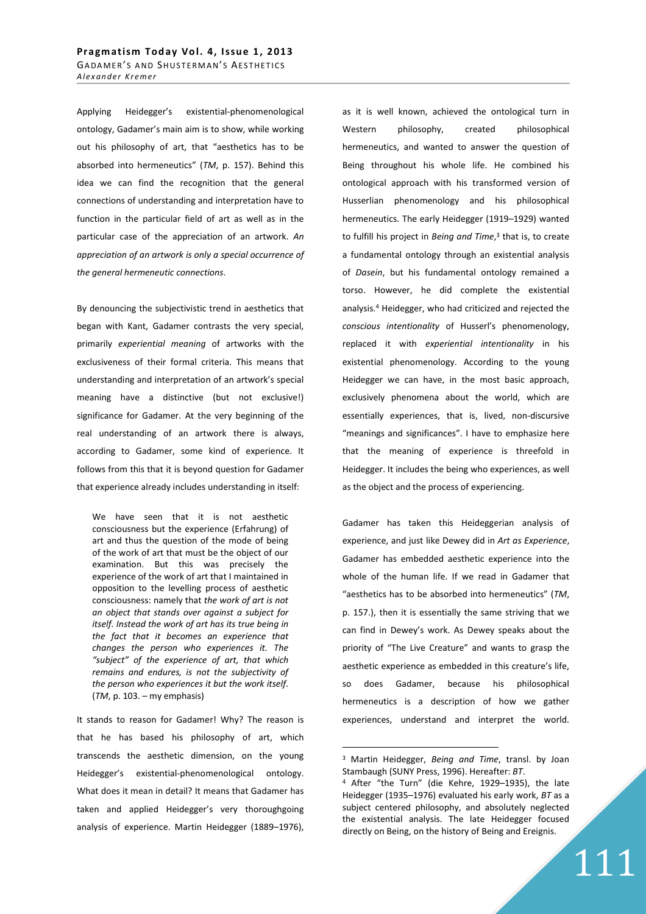Applying Heidegger's existential-phenomenological ontology, Gadamer's main aim is to show, while working out his philosophy of art, that "aesthetics has to be absorbed into hermeneutics" (*TM*, p. 157). Behind this idea we can find the recognition that the general connections of understanding and interpretation have to function in the particular field of art as well as in the particular case of the appreciation of an artwork. *An appreciation of an artwork is only a special occurrence of the general hermeneutic connections*.

By denouncing the subjectivistic trend in aesthetics that began with Kant, Gadamer contrasts the very special, primarily *experiential meaning* of artworks with the exclusiveness of their formal criteria. This means that understanding and interpretation of an artwork's special meaning have a distinctive (but not exclusive!) significance for Gadamer. At the very beginning of the real understanding of an artwork there is always, according to Gadamer, some kind of experience. It follows from this that it is beyond question for Gadamer that experience already includes understanding in itself:

> We have seen that it is not aesthetic consciousness but the experience (Erfahrung) of art and thus the question of the mode of being of the work of art that must be the object of our examination. But this was precisely the experience of the work of art that I maintained in opposition to the levelling process of aesthetic consciousness: namely that *the work of art is not an object that stands over against a subject for itself. Instead the work of art has its true being in the fact that it becomes an experience that changes the person who experiences it. The "subject" of the experience of art, that which remains and endures, is not the subjectivity of the person who experiences it but the work itself*. (*TM*, p. 103. – my emphasis)

It stands to reason for Gadamer! Why? The reason is that he has based his philosophy of art, which transcends the aesthetic dimension, on the young Heidegger's existential-phenomenological ontology. What does it mean in detail? It means that Gadamer has taken and applied Heidegger's very thoroughgoing analysis of experience. Martin Heidegger (1889–1976), as it is well known, achieved the ontological turn in Western philosophy, created philosophical hermeneutics, and wanted to answer the question of Being throughout his whole life. He combined his ontological approach with his transformed version of Husserlian phenomenology and his philosophical hermeneutics. The early Heidegger (1919–1929) wanted to fulfill his project in *Being and Time*,[3] that is, to create a fundamental ontology through an existential analysis of *Dasein*, but his fundamental ontology remained a torso. However, he did complete the existential analysis.[4] Heidegger, who had criticized and rejected the *conscious intentionality* of Husserl's phenomenology, replaced it with *experiential intentionality* in his existential phenomenology. According to the young Heidegger we can have, in the most basic approach, exclusively phenomena about the world, which are essentially experiences, that is, lived, non-discursive "meanings and significances". I have to emphasize here that the meaning of experience is threefold in Heidegger. It includes the being who experiences, as well as the object and the process of experiencing.

Gadamer has taken this Heideggerian analysis of experience, and just like Dewey did in *Art as Experience*, Gadamer has embedded aesthetic experience into the whole of the human life. If we read in Gadamer that "aesthetics has to be absorbed into hermeneutics" (*TM*, p. 157.), then it is essentially the same striving that we can find in Dewey's work. As Dewey speaks about the priority of "The Live Creature" and wants to grasp the aesthetic experience as embedded in this creature's life, so does Gadamer, because his philosophical hermeneutics is a description of how we gather experiences, understand and interpret the world.

---

[3] Martin Heidegger, *Being and Time*, transl. by Joan Stambaugh (SUNY Press, 1996). Hereafter: *BT*.

[4] After "the Turn" (die Kehre, 1929–1935), the late Heidegger (1935–1976) evaluated his early work, *BT* as a subject centered philosophy, and absolutely neglected the existential analysis. The late Heidegger focused directly on Being, on the history of Being and Ereignis.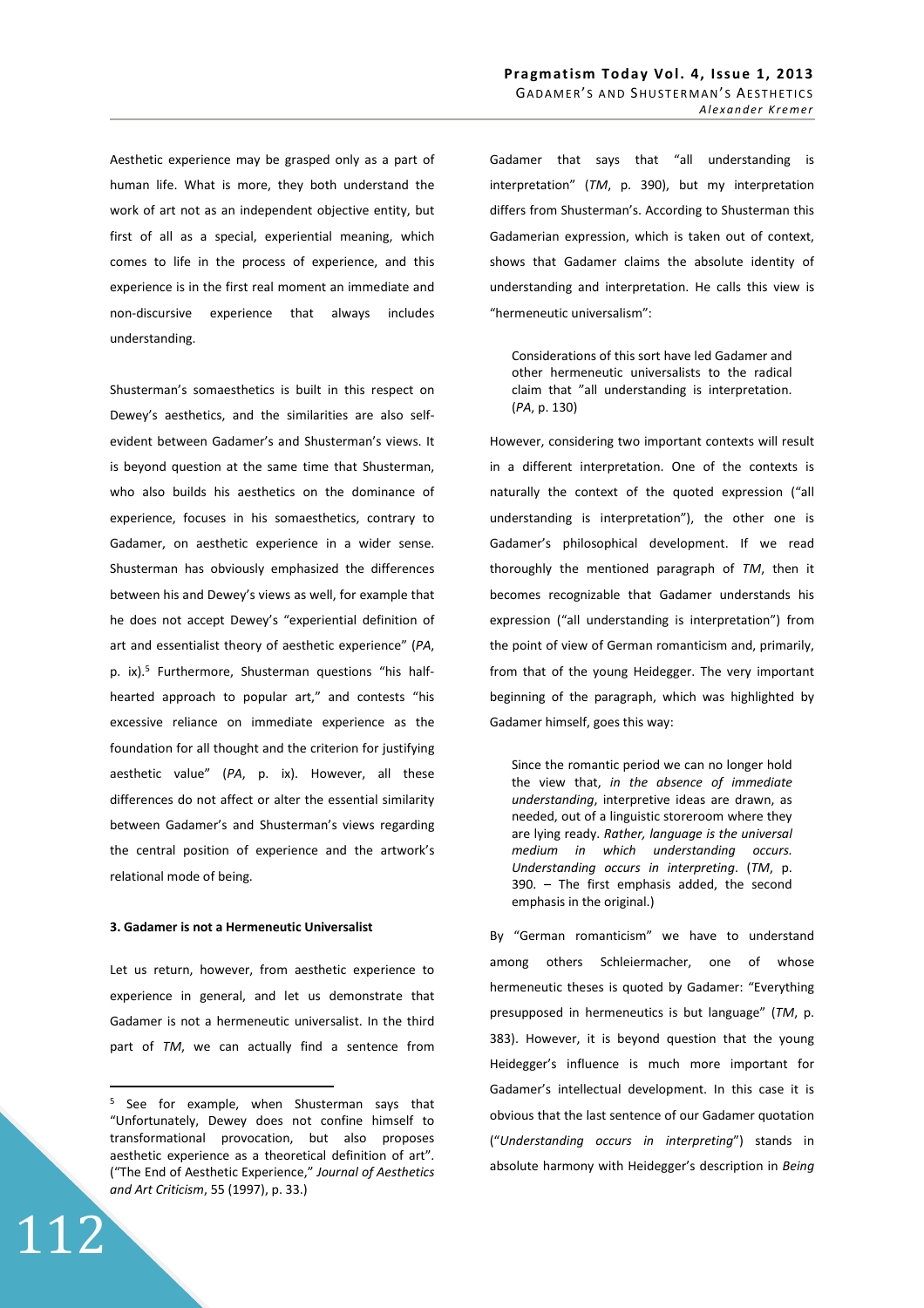Aesthetic experience may be grasped only as a part of human life. What is more, they both understand the work of art not as an independent objective entity, but first of all as a special, experiential meaning, which comes to life in the process of experience, and this experience is in the first real moment an immediate and non-discursive experience that always includes understanding.

Shusterman's somaesthetics is built in this respect on Dewey's aesthetics, and the similarities are also self-evident between Gadamer's and Shusterman's views. It is beyond question at the same time that Shusterman, who also builds his aesthetics on the dominance of experience, focuses in his somaesthetics, contrary to Gadamer, on aesthetic experience in a wider sense. Shusterman has obviously emphasized the differences between his and Dewey's views as well, for example that he does not accept Dewey's "experiential definition of art and essentialist theory of aesthetic experience" (*PA*, p. ix).[5] Furthermore, Shusterman questions "his half-hearted approach to popular art," and contests "his excessive reliance on immediate experience as the foundation for all thought and the criterion for justifying aesthetic value" (*PA*, p. ix). However, all these differences do not affect or alter the essential similarity between Gadamer's and Shusterman's views regarding the central position of experience and the artwork's relational mode of being.

### 3. Gadamer is not a Hermeneutic Universalist

Let us return, however, from aesthetic experience to experience in general, and let us demonstrate that Gadamer is not a hermeneutic universalist. In the third part of *TM*, we can actually find a sentence from Gadamer that says that "all understanding is interpretation" (*TM*, p. 390), but my interpretation differs from Shusterman's. According to Shusterman this Gadamerian expression, which is taken out of context, shows that Gadamer claims the absolute identity of understanding and interpretation. He calls this view is "hermeneutic universalism":

> Considerations of this sort have led Gadamer and other hermeneutic universalists to the radical claim that "all understanding is interpretation. (*PA*, p. 130)

However, considering two important contexts will result in a different interpretation. One of the contexts is naturally the context of the quoted expression ("all understanding is interpretation"), the other one is Gadamer's philosophical development. If we read thoroughly the mentioned paragraph of *TM*, then it becomes recognizable that Gadamer understands his expression ("all understanding is interpretation") from the point of view of German romanticism and, primarily, from that of the young Heidegger. The very important beginning of the paragraph, which was highlighted by Gadamer himself, goes this way:

> Since the romantic period we can no longer hold the view that, *in the absence of immediate understanding*, interpretive ideas are drawn, as needed, out of a linguistic storeroom where they are lying ready. *Rather, language is the universal medium in which understanding occurs. Understanding occurs in interpreting*. (*TM*, p. 390. – The first emphasis added, the second emphasis in the original.)

By "German romanticism" we have to understand among others Schleiermacher, one of whose hermeneutic theses is quoted by Gadamer: "Everything presupposed in hermeneutics is but language" (*TM*, p. 383). However, it is beyond question that the young Heidegger's influence is much more important for Gadamer's intellectual development. In this case it is obvious that the last sentence of our Gadamer quotation ("*Understanding occurs in interpreting*") stands in absolute harmony with Heidegger's description in *Being*

---

[5] See for example, when Shusterman says that "Unfortunately, Dewey does not confine himself to transformational provocation, but also proposes aesthetic experience as a theoretical definition of art". ("The End of Aesthetic Experience," *Journal of Aesthetics and Art Criticism*, 55 (1997), p. 33.)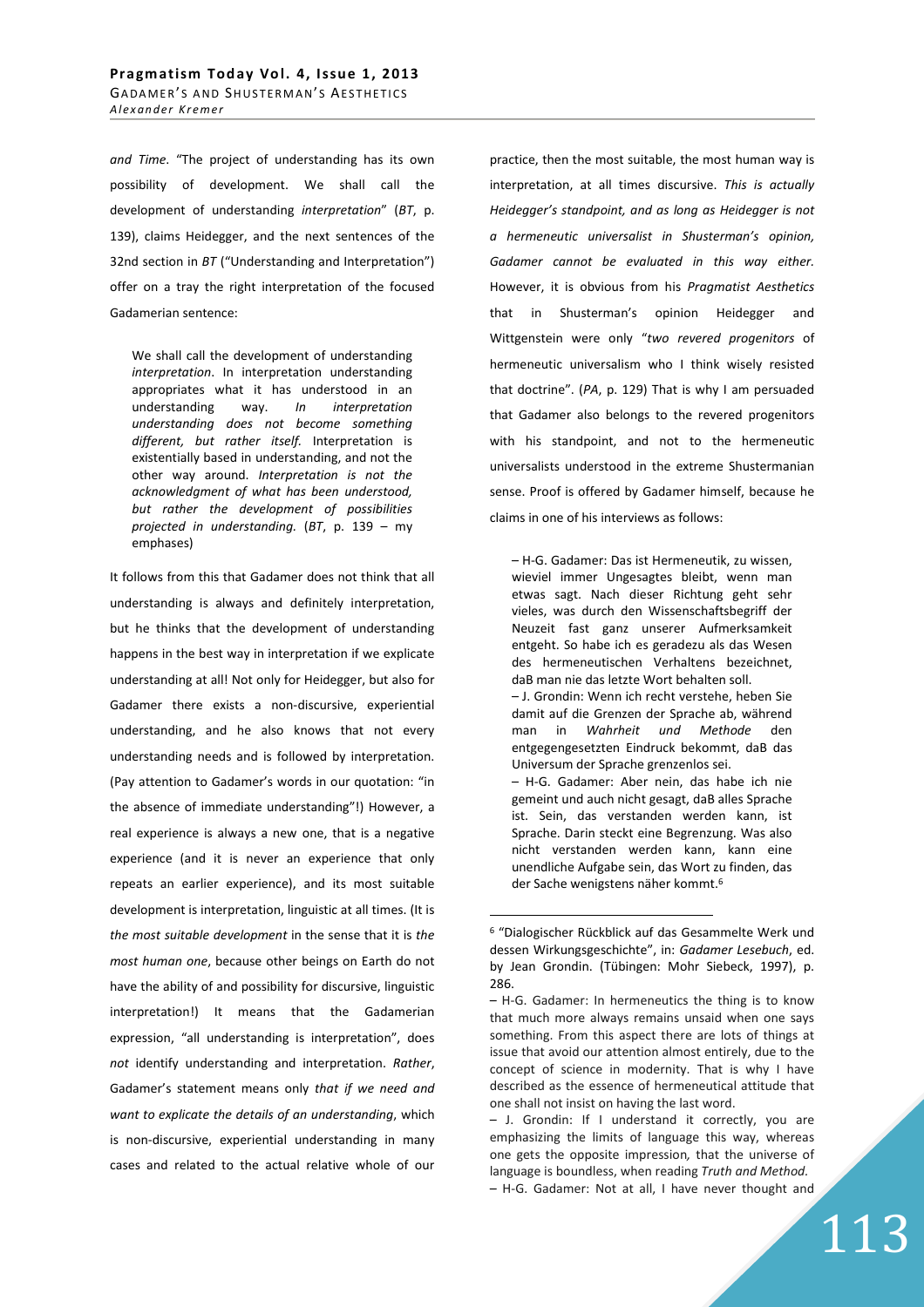*and Time*. "The project of understanding has its own possibility of development. We shall call the development of understanding *interpretation*" (*BT*, p. 139), claims Heidegger, and the next sentences of the 32nd section in *BT* ("Understanding and Interpretation") offer on a tray the right interpretation of the focused Gadamerian sentence:

> We shall call the development of understanding *interpretation*. In interpretation understanding appropriates what it has understood in an understanding way. *In interpretation understanding does not become something different, but rather itself.* Interpretation is existentially based in understanding, and not the other way around. *Interpretation is not the acknowledgment of what has been understood, but rather the development of possibilities projected in understanding.* (*BT*, p. 139 – my emphases)

It follows from this that Gadamer does not think that all understanding is always and definitely interpretation, but he thinks that the development of understanding happens in the best way in interpretation if we explicate understanding at all! Not only for Heidegger, but also for Gadamer there exists a non-discursive, experiential understanding, and he also knows that not every understanding needs and is followed by interpretation. (Pay attention to Gadamer's words in our quotation: "in the absence of immediate understanding"!) However, a real experience is always a new one, that is a negative experience (and it is never an experience that only repeats an earlier experience), and its most suitable development is interpretation, linguistic at all times. (It is *the most suitable development* in the sense that it is *the most human one*, because other beings on Earth do not have the ability of and possibility for discursive, linguistic interpretation!) It means that the Gadamerian expression, "all understanding is interpretation", does *not* identify understanding and interpretation. *Rather*, Gadamer's statement means only *that if we need and want to explicate the details of an understanding*, which is non-discursive, experiential understanding in many cases and related to the actual relative whole of our practice, then the most suitable, the most human way is interpretation, at all times discursive. *This is actually Heidegger's standpoint, and as long as Heidegger is not a hermeneutic universalist in Shusterman's opinion, Gadamer cannot be evaluated in this way either.* However, it is obvious from his *Pragmatist Aesthetics* that in Shusterman's opinion Heidegger and Wittgenstein were only "*two revered progenitors* of hermeneutic universalism who I think wisely resisted that doctrine". (*PA*, p. 129) That is why I am persuaded that Gadamer also belongs to the revered progenitors with his standpoint, and not to the hermeneutic universalists understood in the extreme Shustermanian sense. Proof is offered by Gadamer himself, because he claims in one of his interviews as follows:

> – H-G. Gadamer: Das ist Hermeneutik, zu wissen, wieviel immer Ungesagtes bleibt, wenn man etwas sagt. Nach dieser Richtung geht sehr vieles, was durch den Wissenschaftsbegriff der Neuzeit fast ganz unserer Aufmerksamkeit entgeht. So habe ich es geradezu als das Wesen des hermeneutischen Verhaltens bezeichnet, daß man nie das letzte Wort behalten soll.
>
> – J. Grondin: Wenn ich recht verstehe, heben Sie damit auf die Grenzen der Sprache ab, während man in *Wahrheit und Methode* den entgegengesetzten Eindruck bekommt, daß das Universum der Sprache grenzenlos sei.
>
> – H-G. Gadamer: Aber nein, das habe ich nie gemeint und auch nicht gesagt, daß alles Sprache ist. Sein, das verstanden werden kann, ist Sprache. Darin steckt eine Begrenzung. Was also nicht verstanden werden kann, kann eine unendliche Aufgabe sein, das Wort zu finden, das der Sache wenigstens näher kommt.[6]

---

[6] "Dialogischer Rückblick auf das Gesammelte Werk und dessen Wirkungsgeschichte", in: *Gadamer Lesebuch*, ed. by Jean Grondin. (Tübingen: Mohr Siebeck, 1997), p. 286.

– H-G. Gadamer: In hermeneutics the thing is to know that much more always remains unsaid when one says something. From this aspect there are lots of things at issue that avoid our attention almost entirely, due to the concept of science in modernity. That is why I have described as the essence of hermeneutical attitude that one shall not insist on having the last word.

– J. Grondin: If I understand it correctly, you are emphasizing the limits of language this way, whereas one gets the opposite impression, that the universe of language is boundless, when reading *Truth and Method.*

– H-G. Gadamer: Not at all, I have never thought and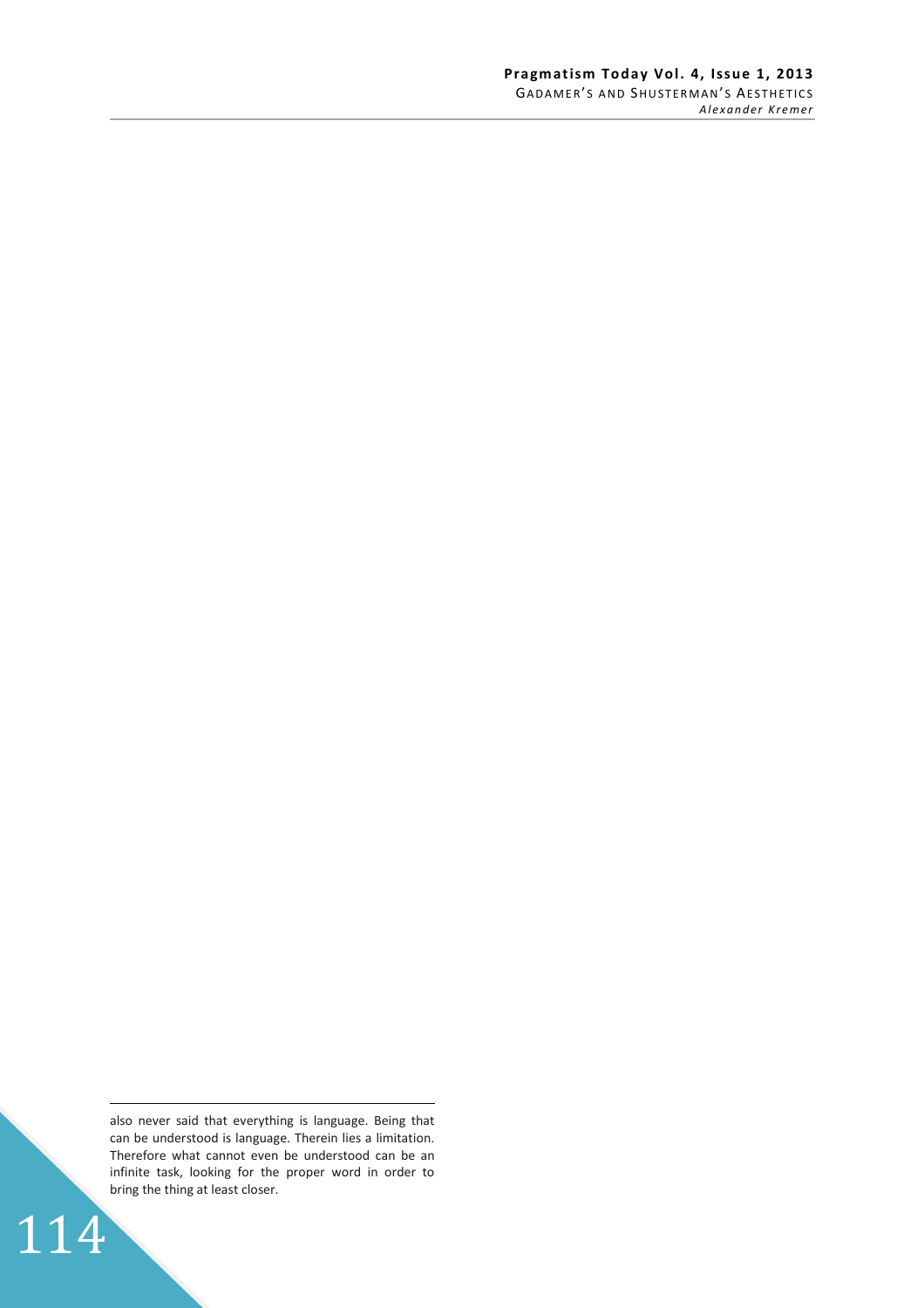also never said that everything is language. Being that can be understood is language. Therein lies a limitation. Therefore what cannot even be understood can be an infinite task, looking for the proper word in order to bring the thing at least closer.